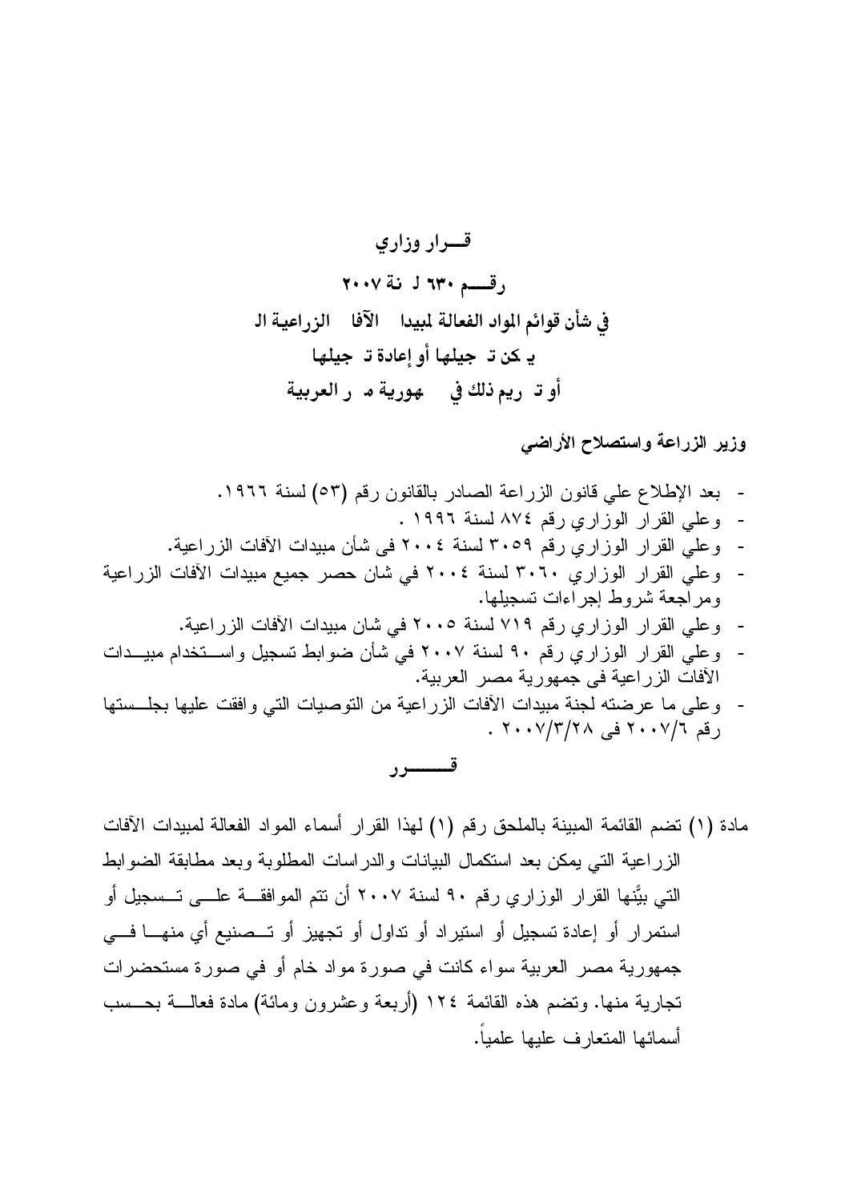# قـــرار وزاري

## رقـــم ٦٣٠ ل نة ٢٠٠٧

## في شأن قوائم المواد الفعالة لمبيدا الآفا الزراعية ال

## ي كن ت جيلها أو إعادة ت جيلها

## أو ت ريم ذلك في هورية م ر العربية

**وزير الزراعة واستصلاح الأراضي**

- بعد الإطلاع علي قانون الزراعة الصادر بالقانون رقم (٥٣) لسنة ١٩٦٦.
- وعلي القرار الوزاري رقم ٨٧٤ لسنة ١٩٩٦ .
- وعلي القرار الوزاري رقم ٣٠٥٩ لسنة ٢٠٠٤ فى شأن مبيدات الآفات الزراعية.
- وعلي القرار الوزاري ٣٠٦٠ لسنة ٢٠٠٤ في شان حصر جميع مبيدات الآفات الزراعية ومراجعة شروط إجراءات تسجيلها.
- وعلي القرار الوزاري رقم ٧١٩ لسنة ٢٠٠٥ في شان مبيدات الآفات الزراعية.
- وعلي القرار الوزاري رقم ٩٠ لسنة ٢٠٠٧ في شأن ضوابط تسجيل واستخدام مبيدات الآفات الزراعية فى جمهورية مصر العربية.
- وعلى ما عرضته لجنة مبيدات الآفات الزراعية من التوصيات التي وافقت عليها بجلستها رقم ٢٠٠٧/٦ فى ٢٠٠٧/٣/٢٨ .

## قـــــرر

مادة (١) تضم القائمة المبينة بالملحق رقم (١) لهذا القرار أسماء المواد الفعالة لمبيدات الآفات الزراعية التي يمكن بعد استكمال البيانات والدراسات المطلوبة وبعد مطابقة الضوابط التي بيَّنها القرار الوزاري رقم ٩٠ لسنة ٢٠٠٧ أن تتم الموافقة على تسجيل أو استمرار أو إعادة تسجيل أو استيراد أو تداول أو تجهيز أو تصنيع أي منها في جمهورية مصر العربية سواء كانت في صورة مواد خام أو في صورة مستحضرات تجارية منها. وتضم هذه القائمة ١٢٤ (أربعة وعشرون ومائة) مادة فعالة بحسب أسمائها المتعارف عليها علمياً.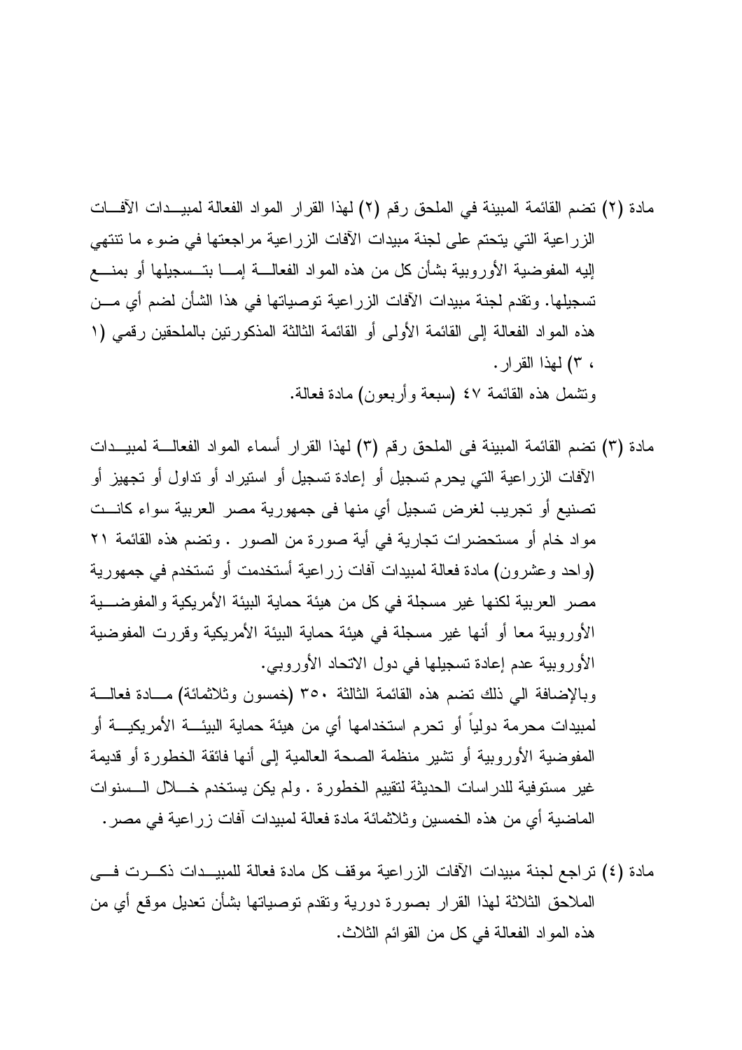مادة (٢) تضم القائمة المبينة في الملحق رقم (٢) لهذا القرار المواد الفعالة لمبيدات الآفات الزراعية التي يتحتم على لجنة مبيدات الآفات الزراعية مراجعتها في ضوء ما تنتهي إليه المفوضية الأوروبية بشأن كل من هذه المواد الفعالة إما بتسجيلها أو بمنع تسجيلها. وتقدم لجنة مبيدات الآفات الزراعية توصياتها في هذا الشأن لضم أي من هذه المواد الفعالة إلى القائمة الأولى أو القائمة الثالثة المذكورتين بالملحقين رقمي (١ ، ٣) لهذا القرار.

وتشمل هذه القائمة ٤٧ (سبعة وأربعون) مادة فعالة.

مادة (٣) تضم القائمة المبينة فى الملحق رقم (٣) لهذا القرار أسماء المواد الفعالة لمبيدات الآفات الزراعية التي يحرم تسجيل أو إعادة تسجيل أو استيراد أو تداول أو تجهيز أو تصنيع أو تجريب لغرض تسجيل أي منها فى جمهورية مصر العربية سواء كانت مواد خام أو مستحضرات تجارية في أية صورة من الصور . وتضم هذه القائمة ٢١ (واحد وعشرون) مادة فعالة لمبيدات آفات زراعية أستخدمت أو تستخدم في جمهورية مصر العربية لكنها غير مسجلة في كل من هيئة حماية البيئة الأمريكية والمفوضية الأوروبية معا أو أنها غير مسجلة في هيئة حماية البيئة الأمريكية وقررت المفوضية الأوروبية عدم إعادة تسجيلها في دول الاتحاد الأوروبي.

وبالإضافة الي ذلك تضم هذه القائمة الثالثة ٣٥٠ (خمسون وثلاثمائة) مادة فعالة لمبيدات محرمة دولياً أو تحرم استخدامها أي من هيئة حماية البيئة الأمريكية أو المفوضية الأوروبية أو تشير منظمة الصحة العالمية إلى أنها فائقة الخطورة أو قديمة غير مستوفية للدراسات الحديثة لتقييم الخطورة . ولم يكن يستخدم خلال السنوات الماضية أي من هذه الخمسين وثلاثمائة مادة فعالة لمبيدات آفات زراعية في مصر.

مادة (٤) تراجع لجنة مبيدات الآفات الزراعية موقف كل مادة فعالة للمبيدات ذكرت في الملاحق الثلاثة لهذا القرار بصورة دورية وتقدم توصياتها بشأن تعديل موقع أي من هذه المواد الفعالة في كل من القوائم الثلاث.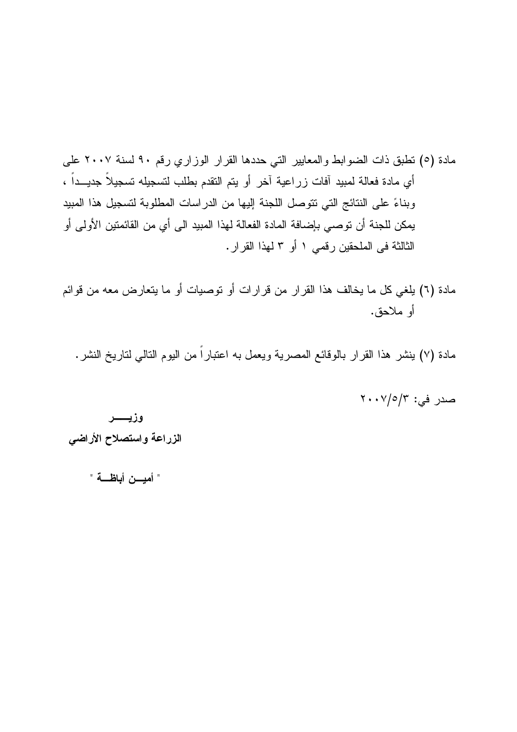مادة (٥) تطبق ذات الضوابط والمعايير التي حددها القرار الوزاري رقم ٩٠ لسنة ٢٠٠٧ على أي مادة فعالة لمبيد آفات زراعية آخر أو يتم التقدم بطلب لتسجيله تسجيلاً جديــداً ، وبناءً على النتائج التي تتوصل اللجنة إليها من الدراسات المطلوبة لتسجيل هذا المبيد يمكن للجنة أن توصي بإضافة المادة الفعالة لهذا المبيد الى أي من القائمتين الأولى أو الثالثة فى الملحقين رقمي ١ أو ٣ لهذا القرار.

مادة (٦) يلغي كل ما يخالف هذا القرار من قرارات أو توصيات أو ما يتعارض معه من قوائم أو ملاحق.

مادة (٧) ينشر هذا القرار بالوقائع المصرية ويعمل به اعتباراً من اليوم التالي لتاريخ النشر.

صدر في: ٢٠٠٧/٥/٣

**وزيـــــر**

**الزراعة واستصلاح الأراضي**

**" أميـــن أباظـــة "**